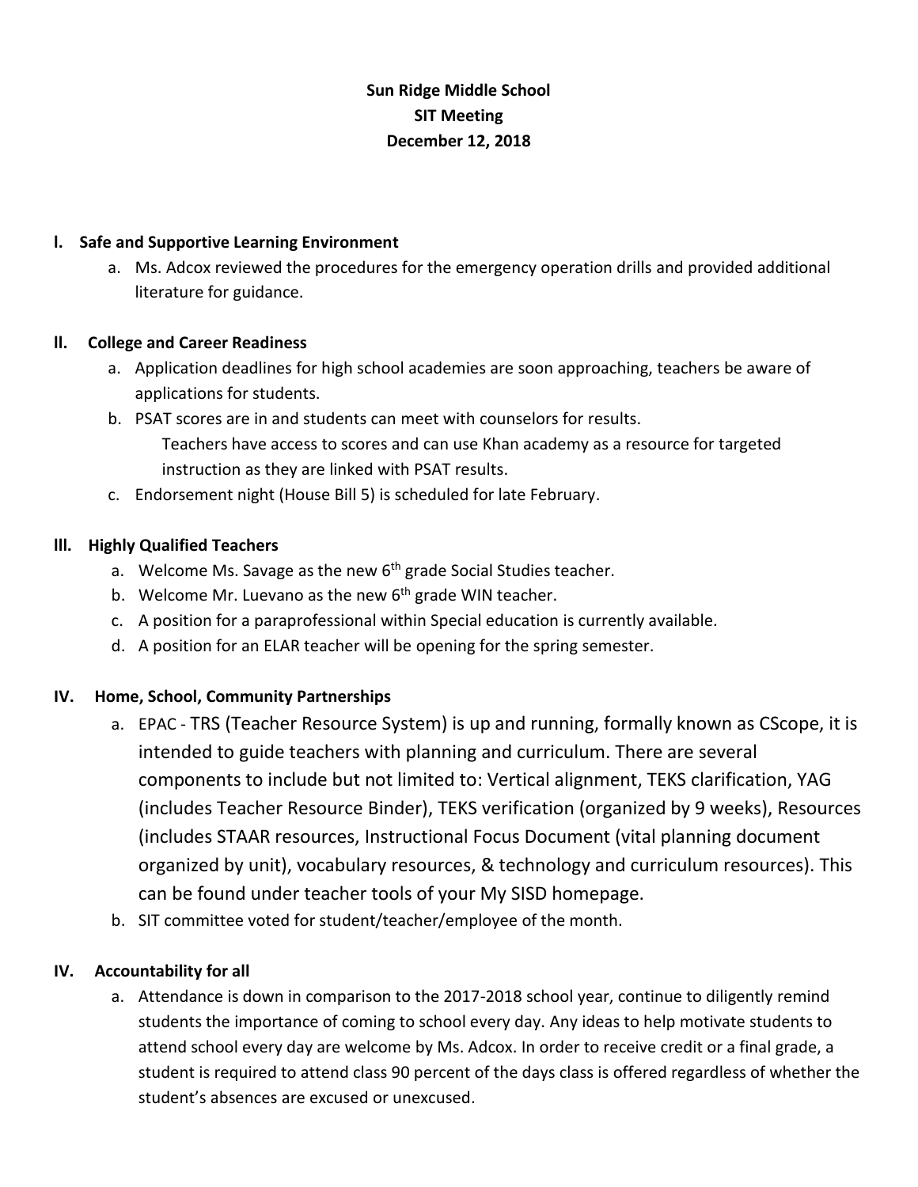**Sun Ridge Middle School**
**SIT Meeting**
**December 12, 2018**

**I. Safe and Supportive Learning Environment**

a. Ms. Adcox reviewed the procedures for the emergency operation drills and provided additional literature for guidance.

**II. College and Career Readiness**

a. Application deadlines for high school academies are soon approaching, teachers be aware of applications for students.

b. PSAT scores are in and students can meet with counselors for results.
   Teachers have access to scores and can use Khan academy as a resource for targeted instruction as they are linked with PSAT results.

c. Endorsement night (House Bill 5) is scheduled for late February.

**III. Highly Qualified Teachers**

a. Welcome Ms. Savage as the new 6th grade Social Studies teacher.

b. Welcome Mr. Luevano as the new 6th grade WIN teacher.

c. A position for a paraprofessional within Special education is currently available.

d. A position for an ELAR teacher will be opening for the spring semester.

**IV. Home, School, Community Partnerships**

a. EPAC - TRS (Teacher Resource System) is up and running, formally known as CScope, it is intended to guide teachers with planning and curriculum. There are several components to include but not limited to: Vertical alignment, TEKS clarification, YAG (includes Teacher Resource Binder), TEKS verification (organized by 9 weeks), Resources (includes STAAR resources, Instructional Focus Document (vital planning document organized by unit), vocabulary resources, & technology and curriculum resources). This can be found under teacher tools of your My SISD homepage.

b. SIT committee voted for student/teacher/employee of the month.

**IV. Accountability for all**

a. Attendance is down in comparison to the 2017-2018 school year, continue to diligently remind students the importance of coming to school every day. Any ideas to help motivate students to attend school every day are welcome by Ms. Adcox. In order to receive credit or a final grade, a student is required to attend class 90 percent of the days class is offered regardless of whether the student's absences are excused or unexcused.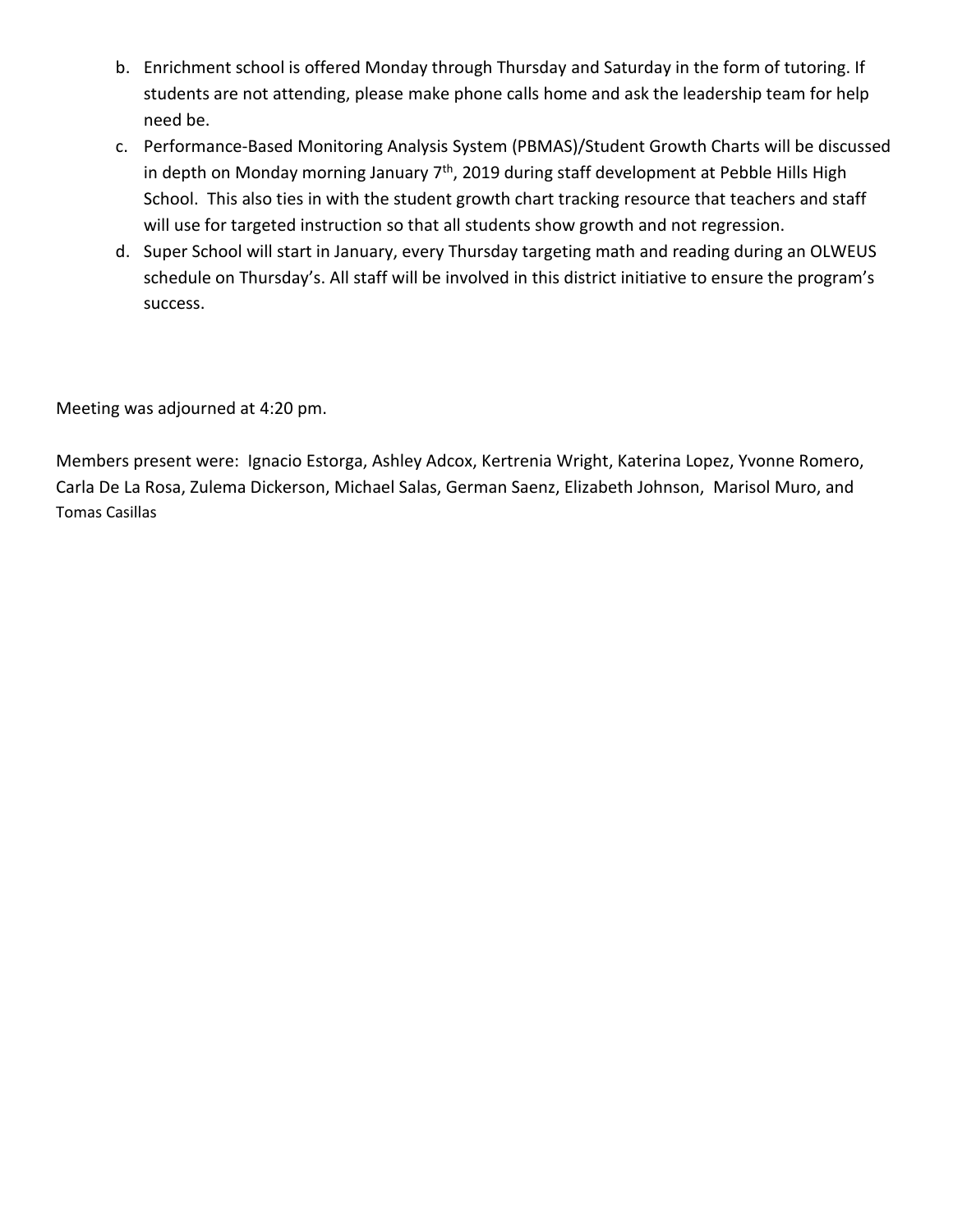b. Enrichment school is offered Monday through Thursday and Saturday in the form of tutoring. If students are not attending, please make phone calls home and ask the leadership team for help need be.
c. Performance-Based Monitoring Analysis System (PBMAS)/Student Growth Charts will be discussed in depth on Monday morning January 7th, 2019 during staff development at Pebble Hills High School. This also ties in with the student growth chart tracking resource that teachers and staff will use for targeted instruction so that all students show growth and not regression.
d. Super School will start in January, every Thursday targeting math and reading during an OLWEUS schedule on Thursday's. All staff will be involved in this district initiative to ensure the program's success.

Meeting was adjourned at 4:20 pm.

Members present were: Ignacio Estorga, Ashley Adcox, Kertrenia Wright, Katerina Lopez, Yvonne Romero, Carla De La Rosa, Zulema Dickerson, Michael Salas, German Saenz, Elizabeth Johnson, Marisol Muro, and Tomas Casillas